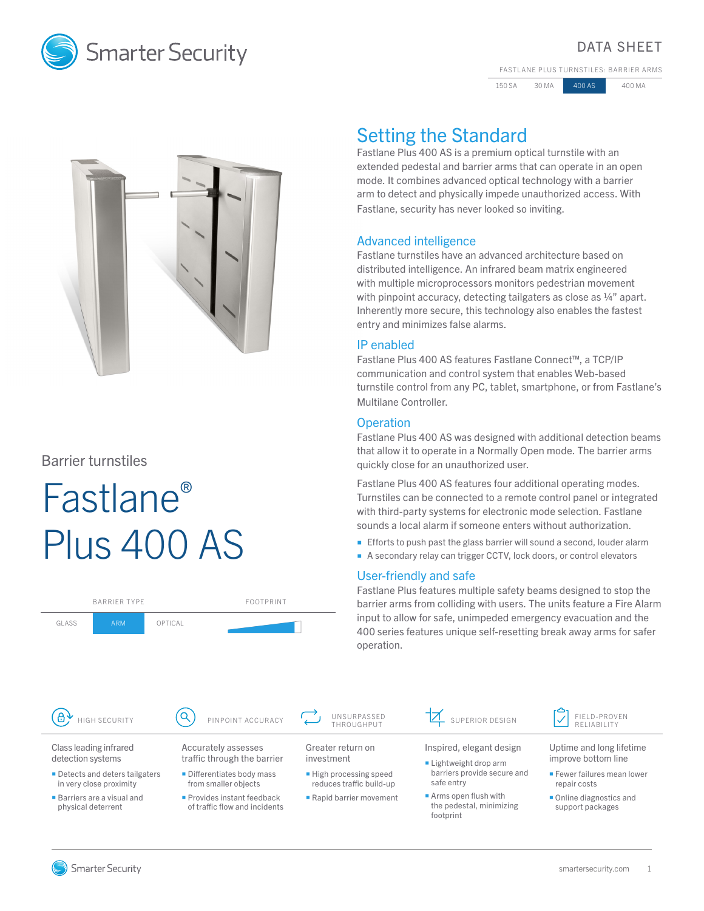Smarter Security

DATA SHEET

FASTLANE PLUS TURNSTILES: BARRIER ARMS

| 150 SA | 30 MA | 400 AS | 400 MA |
|---|---|---|---|

Barrier turnstiles

# Fastlane® Plus 400 AS

| BARRIER TYPE | | | FOOTPRINT |
|---|---|---|---|
| GLASS | ARM | OPTICAL | |

## Setting the Standard

Fastlane Plus 400 AS is a premium optical turnstile with an extended pedestal and barrier arms that can operate in an open mode. It combines advanced optical technology with a barrier arm to detect and physically impede unauthorized access. With Fastlane, security has never looked so inviting.

### Advanced intelligence

Fastlane turnstiles have an advanced architecture based on distributed intelligence. An infrared beam matrix engineered with multiple microprocessors monitors pedestrian movement with pinpoint accuracy, detecting tailgaters as close as ¼" apart. Inherently more secure, this technology also enables the fastest entry and minimizes false alarms.

### IP enabled

Fastlane Plus 400 AS features Fastlane Connect™, a TCP/IP communication and control system that enables Web-based turnstile control from any PC, tablet, smartphone, or from Fastlane's Multilane Controller.

### Operation

Fastlane Plus 400 AS was designed with additional detection beams that allow it to operate in a Normally Open mode. The barrier arms quickly close for an unauthorized user.

Fastlane Plus 400 AS features four additional operating modes. Turnstiles can be connected to a remote control panel or integrated with third-party systems for electronic mode selection. Fastlane sounds a local alarm if someone enters without authorization.

- Efforts to push past the glass barrier will sound a second, louder alarm
- A secondary relay can trigger CCTV, lock doors, or control elevators

### User-friendly and safe

Fastlane Plus features multiple safety beams designed to stop the barrier arms from colliding with users. The units feature a Fire Alarm input to allow for safe, unimpeded emergency evacuation and the 400 series features unique self-resetting break away arms for safer operation.

#### HIGH SECURITY

Class leading infrared detection systems

- Detects and deters tailgaters in very close proximity
- Barriers are a visual and physical deterrent

#### PINPOINT ACCURACY

Accurately assesses traffic through the barrier

- Differentiates body mass from smaller objects
- Provides instant feedback of traffic flow and incidents

#### UNSURPASSED THROUGHPUT

Greater return on investment

- High processing speed reduces traffic build-up
- Rapid barrier movement

#### SUPERIOR DESIGN

Inspired, elegant design

- Lightweight drop arm barriers provide secure and safe entry
- Arms open flush with the pedestal, minimizing footprint

#### FIELD-PROVEN RELIABILITY

Uptime and long lifetime improve bottom line

- Fewer failures mean lower repair costs
- Online diagnostics and support packages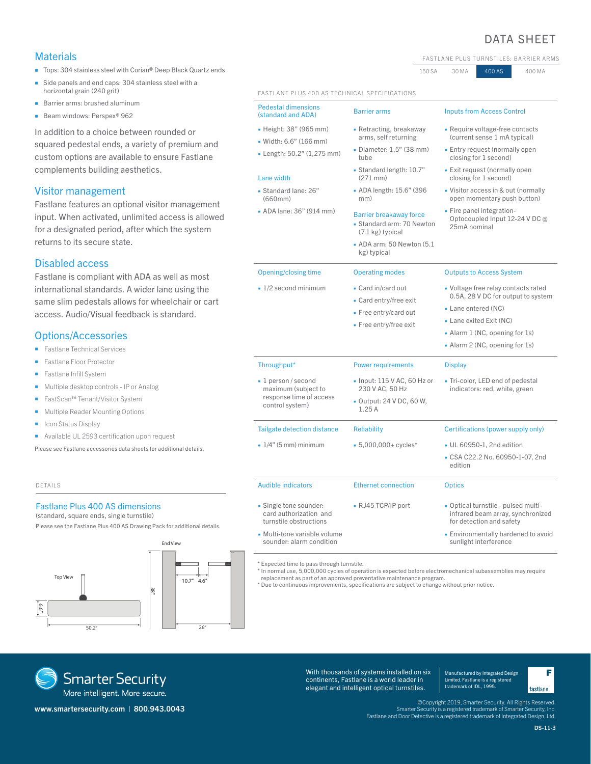# DATA SHEET

FASTLANE PLUS TURNSTILES: BARRIER ARMS

150 SA | 30 MA | 400 AS | 400 MA

## Materials

- Tops: 304 stainless steel with Corian® Deep Black Quartz ends
- Side panels and end caps: 304 stainless steel with a horizontal grain (240 grit)
- Barrier arms: brushed aluminum
- Beam windows: Perspex® 962

In addition to a choice between rounded or squared pedestal ends, a variety of premium and custom options are available to ensure Fastlane complements building aesthetics.

## Visitor management

Fastlane features an optional visitor management input. When activated, unlimited access is allowed for a designated period, after which the system returns to its secure state.

## Disabled access

Fastlane is compliant with ADA as well as most international standards. A wider lane using the same slim pedestals allows for wheelchair or cart access. Audio/Visual feedback is standard.

## Options/Accessories

- Fastlane Technical Services
- Fastlane Floor Protector
- Fastlane Infill System
- Multiple desktop controls - IP or Analog
- FastScan™ Tenant/Visitor System
- Multiple Reader Mounting Options
- Icon Status Display
- Available UL 2593 certification upon request

Please see Fastlane accessories data sheets for additional details.

DETAILS

### Fastlane Plus 400 AS dimensions

(standard, square ends, single turnstile)

Please see the Fastlane Plus 400 AS Drawing Pack for additional details.

Top View

6.6"

50.2"

End View

10.7" 4.6"

38"

26"

## FASTLANE PLUS 400 AS TECHNICAL SPECIFICATIONS

### Pedestal dimensions (standard and ADA)

- Height: 38" (965 mm)
- Width: 6.6" (166 mm)
- Length: 50.2" (1,275 mm)

### Lane width

- Standard lane: 26" (660mm)
- ADA lane: 36" (914 mm)

### Barrier arms

- Retracting, breakaway arms, self returning
- Diameter: 1.5" (38 mm) tube
- Standard length: 10.7" (271 mm)
- ADA length: 15.6" (396 mm)

### Barrier breakaway force

- Standard arm: 70 Newton (7.1 kg) typical
- ADA arm: 50 Newton (5.1 kg) typical

### Inputs from Access Control

- Require voltage-free contacts (current sense 1 mA typical)
- Entry request (normally open closing for 1 second)
- Exit request (normally open closing for 1 second)
- Visitor access in & out (normally open momentary push button)
- Fire panel integration- Optocoupled Input 12-24 V DC @ 25mA nominal

### Opening/closing time

- 1/2 second minimum

### Operating modes

- Card in/card out
- Card entry/free exit
- Free entry/card out
- Free entry/free exit

### Outputs to Access System

- Voltage free relay contacts rated 0.5A, 28 V DC for output to system
- Lane entered (NC)
- Lane exited Exit (NC)
- Alarm 1 (NC, opening for 1s)
- Alarm 2 (NC, opening for 1s)

### Throughput*

- 1 person / second maximum (subject to response time of access control system)

### Power requirements

- Input: 115 V AC, 60 Hz or 230 V AC, 50 Hz
- Output: 24 V DC, 60 W, 1.25 A

### Display

- Tri-color, LED end of pedestal indicators: red, white, green

### Tailgate detection distance

- 1/4" (5 mm) minimum

### Reliability

- 5,000,000+ cycles*

### Certifications (power supply only)

- UL 60950-1, 2nd edition
- CSA C22.2 No. 60950-1-07, 2nd edition

### Audible indicators

- Single tone sounder: card authorization and turnstile obstructions
- Multi-tone variable volume sounder: alarm condition

### Ethernet connection

- RJ45 TCP/IP port

### Optics

- Optical turnstile - pulsed multi-infrared beam array, synchronized for detection and safety
- Environmentally hardened to avoid sunlight interference

\* Expected time to pass through turnstile.
\* In normal use, 5,000,000 cycles of operation is expected before electromechanical subassemblies may require replacement as part of an approved preventative maintenance program.
\* Due to continuous improvements, specifications are subject to change without prior notice.

Smarter Security
More intelligent. More secure.

www.smartersecurity.com | 800.943.0043

With thousands of systems installed on six continents, Fastlane is a world leader in elegant and intelligent optical turnstiles.

Manufactured by Integrated Design Limited. Fastlane is a registered trademark of IDL, 1995.

fastlane

©Copyright 2019, Smarter Security. All Rights Reserved.
Smarter Security is a registered trademark of Smarter Security, Inc.
Fastlane and Door Detective is a registered trademark of Integrated Design, Ltd.

DS-11-3